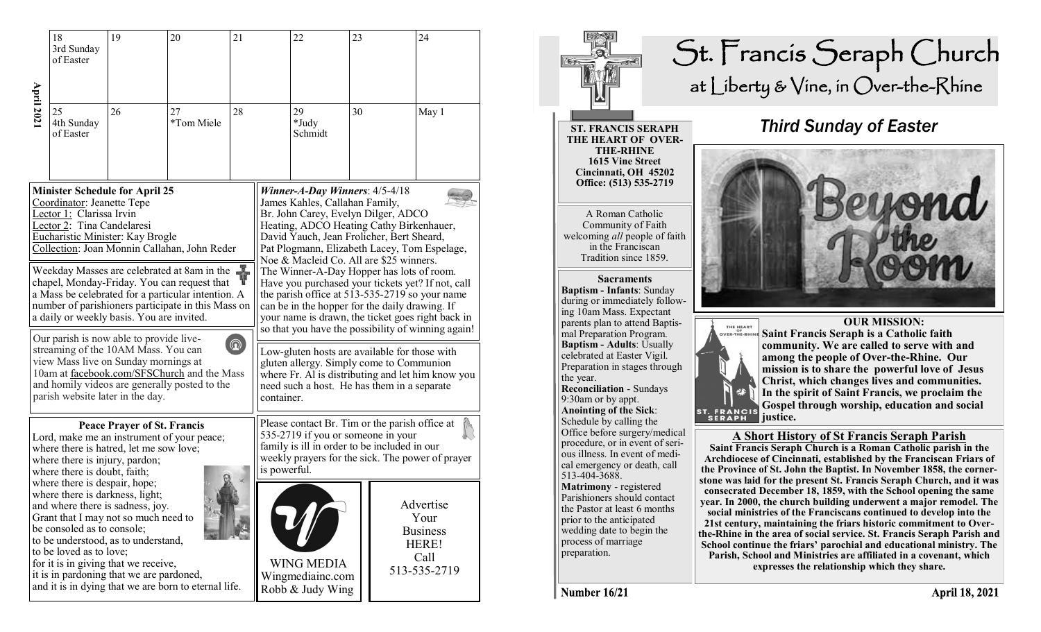## April 2021

| 18 3rd Sunday of Easter | 19 | 20 | 21 | 22 | 23 | 24 |
|---|---|---|---|---|---|---|
| 25 4th Sunday of Easter | 26 | 27 *Tom Miele | 28 | 29 *Judy Schmidt | 30 | May 1 |

**Minister Schedule for April 25**
Coordinator: Jeanette Tepe
Lector 1: Clarissa Irvin
Lector 2: Tina Candelaresi
Eucharistic Minister: Kay Brogle
Collection: Joan Monnin Callahan, John Reder

Weekday Masses are celebrated at 8am in the chapel, Monday-Friday. You can request that a Mass be celebrated for a particular intention. A number of parishioners participate in this Mass on a daily or weekly basis. You are invited.

Our parish is now able to provide live-streaming of the 10AM Mass. You can view Mass live on Sunday mornings at 10am at facebook.com/SFSChurch and the Mass and homily videos are generally posted to the parish website later in the day.

**Peace Prayer of St. Francis**

Lord, make me an instrument of your peace;
where there is hatred, let me sow love;
where there is injury, pardon;
where there is doubt, faith;
where there is despair, hope;
where there is darkness, light;
and where there is sadness, joy.
Grant that I may not so much need to be consoled as to console;
to be understood, as to understand,
to be loved as to love;
for it is in giving that we receive,
it is in pardoning that we are pardoned,
and it is in dying that we are born to eternal life.

***Winner-A-Day Winners***: 4/5-4/18
James Kahles, Callahan Family, Br. John Carey, Evelyn Dilger, ADCO Heating, ADCO Heating Cathy Birkenhauer, David Yauch, Jean Frolicher, Bert Sheard, Pat Plogmann, Elizabeth Lacey, Tom Espelage, Noe & Macleid Co. All are $25 winners.
The Winner-A-Day Hopper has lots of room. Have you purchased your tickets yet? If not, call the parish office at 513-535-2719 so your name can be in the hopper for the daily drawing. If your name is drawn, the ticket goes right back in so that you have the possibility of winning again!

Low-gluten hosts are available for those with gluten allergy. Simply come to Communion where Fr. Al is distributing and let him know you need such a host. He has them in a separate container.

Please contact Br. Tim or the parish office at 535-2719 if you or someone in your family is ill in order to be included in our weekly prayers for the sick. The power of prayer is powerful.

WING MEDIA
Wingmediainc.com
Robb & Judy Wing

Advertise Your Business HERE!
Call 513-535-2719

# St. Francis Seraph Church
## at Liberty & Vine, in Over-the-Rhine

**ST. FRANCIS SERAPH THE HEART OF OVER-THE-RHINE**
**1615 Vine Street**
**Cincinnati, OH 45202**
**Office: (513) 535-2719**

A Roman Catholic Community of Faith welcoming *all* people of faith in the Franciscan Tradition since 1859.

**Sacraments**

**Baptism - Infants**: Sunday during or immediately following 10am Mass. Expectant parents plan to attend Baptismal Preparation Program.
**Baptism - Adults**: Usually celebrated at Easter Vigil. Preparation in stages through the year.
**Reconciliation** - Sundays 9:30am or by appt.
**Anointing of the Sick**: Schedule by calling the Office before surgery/medical procedure, or in event of serious illness. In event of medical emergency or death, call 513-404-3688.
**Matrimony** - registered Parishioners should contact the Pastor at least 6 months prior to the anticipated wedding date to begin the process of marriage preparation.

## *Third Sunday of Easter*

Beyond the Room

**OUR MISSION:**
**Saint Francis Seraph is a Catholic faith community. We are called to serve with and among the people of Over-the-Rhine. Our mission is to share the powerful love of Jesus Christ, which changes lives and communities. In the spirit of Saint Francis, we proclaim the Gospel through worship, education and social justice.**

**A Short History of St Francis Seraph Parish**

**Saint Francis Seraph Church is a Roman Catholic parish in the Archdiocese of Cincinnati, established by the Franciscan Friars of the Province of St. John the Baptist. In November 1858, the cornerstone was laid for the present St. Francis Seraph Church, and it was consecrated December 18, 1859, with the School opening the same year. In 2000, the church building underwent a major remodel. The social ministries of the Franciscans continued to develop into the 21st century, maintaining the friars historic commitment to Over-the-Rhine in the area of social service. St. Francis Seraph Parish and School continue the friars' parochial and educational ministry. The Parish, School and Ministries are affiliated in a covenant, which expresses the relationship which they share.**

**Number 16/21** **April 18, 2021**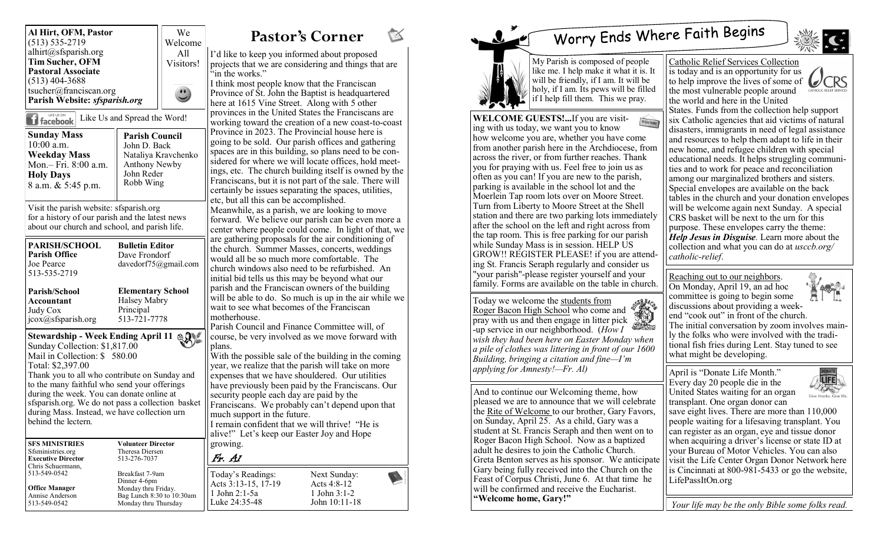**Al Hirt, OFM, Pastor**
(513) 535-2719
alhirt@sfsparish.org
**Tim Sucher, OFM**
**Pastoral Associate**
(513) 404-3688
tsucher@franciscan.org
**Parish Website:** ***sfsparish.org***

We Welcome All Visitors!

Like Us and Spread the Word!

**Sunday Mass**
10:00 a.m.
**Weekday Mass**
Mon.– Fri. 8:00 a.m.
**Holy Days**
8 a.m. & 5:45 p.m.

**Parish Council**
John D. Back
Nataliya Kravchenko
Anthony Newby
John Reder
Robb Wing

Visit the parish website: sfsparish.org for a history of our parish and the latest news about our church and school, and parish life.

**PARISH/SCHOOL**
**Parish Office**
Joe Pearce
513-535-2719

**Bulletin Editor**
Dave Frondorf
davedorf75@gmail.com

**Parish/School Accountant**
Judy Cox
jcox@sfsparish.org

**Elementary School**
Halsey Mabry
Principal
513-721-7778

**Stewardship - Week Ending April 11**
Sunday Collection: $1,817.00
Mail in Collection: $ 580.00
Total: $2,397.00
Thank you to all who contribute on Sunday and to the many faithful who send your offerings during the week. You can donate online at sfsparish.org. We do not pass a collection basket during Mass. Instead, we have collection urn behind the lectern.

**SFS MINISTRIES**
Sfsministries.org
**Executive Director**
Chris Schuermann,
513-549-0542

**Office Manager**
Annise Anderson
513-549-0542

**Volunteer Director**
Theresa Diersen
513-276-7037

Breakfast 7-9am
Dinner 4-6pm
Monday thru Friday.
Bag Lunch 8:30 to 10:30am
Monday thru Thursday

# Pastor's Corner

I'd like to keep you informed about proposed projects that we are considering and things that are "in the works."

I think most people know that the Franciscan Province of St. John the Baptist is headquartered here at 1615 Vine Street. Along with 5 other provinces in the United States the Franciscans are working toward the creation of a new coast-to-coast Province in 2023. The Provincial house here is going to be sold. Our parish offices and gathering spaces are in this building, so plans need to be considered for where we will locate offices, hold meetings, etc. The church building itself is owned by the Franciscans, but it is not part of the sale. There will certainly be issues separating the spaces, utilities, etc, but all this can be accomplished.

Meanwhile, as a parish, we are looking to move forward. We believe our parish can be even more a center where people could come. In light of that, we are gathering proposals for the air conditioning of the church. Summer Masses, concerts, weddings would all be so much more comfortable. The church windows also need to be refurbished. An initial bid tells us this may be beyond what our parish and the Franciscan owners of the building will be able to do. So much is up in the air while we wait to see what becomes of the Franciscan motherhouse.

Parish Council and Finance Committee will, of course, be very involved as we move forward with plans.

With the possible sale of the building in the coming year, we realize that the parish will take on more expenses that we have shouldered. Our utilities have previously been paid by the Franciscans. Our security people each day are paid by the Franciscans. We probably can't depend upon that much support in the future.

I remain confident that we will thrive! "He is alive!" Let's keep our Easter Joy and Hope growing.

*Fr. Al*

| Today's Readings: | Next Sunday: |
|---|---|
| Acts 3:13-15, 17-19 | Acts 4:8-12 |
| 1 John 2:1-5a | 1 John 3:1-2 |
| Luke 24:35-48 | John 10:11-18 |

# Worry Ends Where Faith Begins

My Parish is composed of people like me. I help make it what it is. It will be friendly, if I am. It will be holy, if I am. Its pews will be filled if I help fill them. This we pray.

**WELCOME GUESTS!...**If you are visiting with us today, we want you to know how welcome you are, whether you have come from another parish here in the Archdiocese, from across the river, or from further reaches. Thank you for praying with us. Feel free to join us as often as you can! If you are new to the parish, parking is available in the school lot and the Moerlein Tap room lots over on Moore Street. Turn from Liberty to Moore Street at the Shell station and there are two parking lots immediately after the school on the left and right across from the tap room. This is free parking for our parish while Sunday Mass is in session. HELP US GROW!! REGISTER PLEASE! if you are attending St. Francis Seraph regularly and consider us "your parish"-please register yourself and your family. Forms are available on the table in church.

Today we welcome the students from Roger Bacon High School who come and pray with us and then engage in litter pick-up service in our neighborhood. (*How I wish they had been here on Easter Monday when a pile of clothes was littering in front of our 1600 Building, bringing a citation and fine—I'm applying for Amnesty!—Fr. Al*)

And to continue our Welcoming theme, how pleased we are to announce that we will celebrate the Rite of Welcome to our brother, Gary Favors, on Sunday, April 25. As a child, Gary was a student at St. Francis Seraph and then went on to Roger Bacon High School. Now as a baptized adult he desires to join the Catholic Church. Greta Benton serves as his sponsor. We anticipate Gary being fully received into the Church on the Feast of Corpus Christi, June 6. At that time he will be confirmed and receive the Eucharist. **"Welcome home, Gary!"**

Catholic Relief Services Collection is today and is an opportunity for us to help improve the lives of some of the most vulnerable people around the world and here in the United States. Funds from the collection help support six Catholic agencies that aid victims of natural disasters, immigrants in need of legal assistance and resources to help them adapt to life in their new home, and refugee children with special educational needs. It helps struggling communities and to work for peace and reconciliation among our marginalized brothers and sisters. Special envelopes are available on the back tables in the church and your donation envelopes will be welcome again next Sunday. A special CRS basket will be next to the urn for this purpose. These envelopes carry the theme: ***Help Jesus in Disguise***. Learn more about the collection and what you can do at *usccb.org/catholic-relief*.

Reaching out to our neighbors.
On Monday, April 19, an ad hoc committee is going to begin some discussions about providing a week-end "cook out" in front of the church. The initial conversation by zoom involves mainly the folks who were involved with the traditional fish fries during Lent. Stay tuned to see what might be developing.

April is "Donate Life Month." Every day 20 people die in the United States waiting for an organ transplant. One organ donor can save eight lives. There are more than 110,000 people waiting for a lifesaving transplant. You can register as an organ, eye and tissue donor when acquiring a driver's license or state ID at your Bureau of Motor Vehicles. You can also visit the Life Center Organ Donor Network here is Cincinnati at 800-981-5433 or go the website, LifePassItOn.org

*Your life may be the only Bible some folks read.*